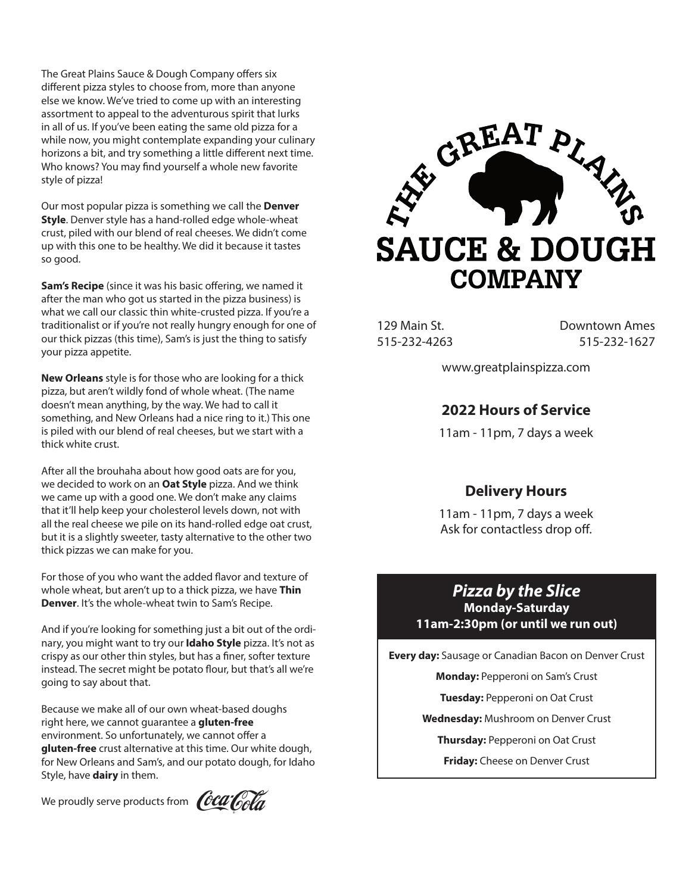The Great Plains Sauce & Dough Company offers six different pizza styles to choose from, more than anyone else we know. We've tried to come up with an interesting assortment to appeal to the adventurous spirit that lurks in all of us. If you've been eating the same old pizza for a while now, you might contemplate expanding your culinary horizons a bit, and try something a little different next time. Who knows? You may find yourself a whole new favorite style of pizza!

Our most popular pizza is something we call the **Denver Style**. Denver style has a hand-rolled edge whole-wheat crust, piled with our blend of real cheeses. We didn't come up with this one to be healthy. We did it because it tastes so good.

**Sam's Recipe** (since it was his basic offering, we named it after the man who got us started in the pizza business) is what we call our classic thin white-crusted pizza. If you're a traditionalist or if you're not really hungry enough for one of our thick pizzas (this time), Sam's is just the thing to satisfy your pizza appetite.

**New Orleans** style is for those who are looking for a thick pizza, but aren't wildly fond of whole wheat. (The name doesn't mean anything, by the way. We had to call it something, and New Orleans had a nice ring to it.) This one is piled with our blend of real cheeses, but we start with a thick white crust.

After all the brouhaha about how good oats are for you, we decided to work on an **Oat Style** pizza. And we think we came up with a good one. We don't make any claims that it'll help keep your cholesterol levels down, not with all the real cheese we pile on its hand-rolled edge oat crust, but it is a slightly sweeter, tasty alternative to the other two thick pizzas we can make for you.

For those of you who want the added flavor and texture of whole wheat, but aren't up to a thick pizza, we have **Thin Denver**. It's the whole-wheat twin to Sam's Recipe.

And if you're looking for something just a bit out of the ordinary, you might want to try our **Idaho Style** pizza. It's not as crispy as our other thin styles, but has a finer, softer texture instead. The secret might be potato flour, but that's all we're going to say about that.

Because we make all of our own wheat-based doughs right here, we cannot guarantee a **gluten-free** environment. So unfortunately, we cannot offer a **gluten-free** crust alternative at this time. Our white dough, for New Orleans and Sam's, and our potato dough, for Idaho Style, have **dairy** in them.

We proudly serve products from Coca-Cola

# THE GREAT PLAINS SAUCE & DOUGH COMPANY

129 Main St.
515-232-4263

Downtown Ames
515-232-1627

www.greatplainspizza.com

## 2022 Hours of Service

11am - 11pm, 7 days a week

## Delivery Hours

11am - 11pm, 7 days a week
Ask for contactless drop off.

## *Pizza by the Slice*

**Monday-Saturday**
**11am-2:30pm (or until we run out)**

**Every day:** Sausage or Canadian Bacon on Denver Crust

**Monday:** Pepperoni on Sam's Crust

**Tuesday:** Pepperoni on Oat Crust

**Wednesday:** Mushroom on Denver Crust

**Thursday:** Pepperoni on Oat Crust

**Friday:** Cheese on Denver Crust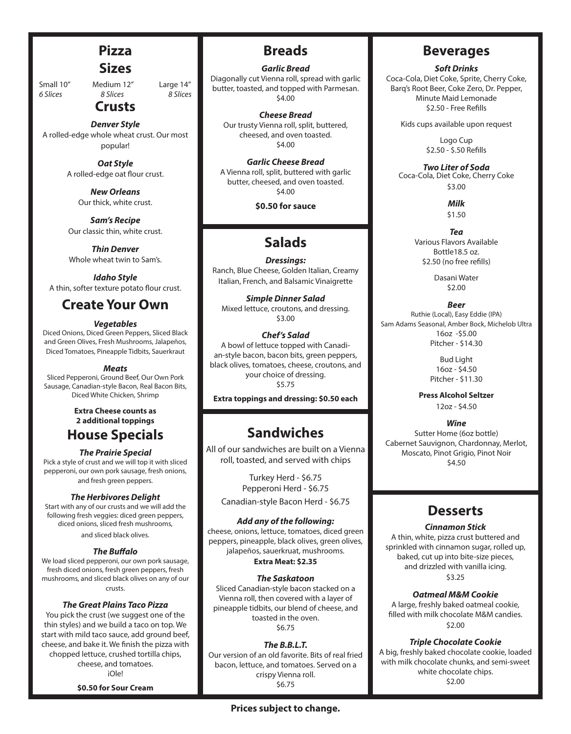# Pizza

## Sizes

Small 10"
*6 Slices*

Medium 12"
*8 Slices*

Large 14"
*8 Slices*

## Crusts

***Denver Style***
A rolled-edge whole wheat crust. Our most popular!

***Oat Style***
A rolled-edge oat flour crust.

***New Orleans***
Our thick, white crust.

***Sam's Recipe***
Our classic thin, white crust.

***Thin Denver***
Whole wheat twin to Sam's.

***Idaho Style***
A thin, softer texture potato flour crust.

## Create Your Own

***Vegetables***
Diced Onions, Diced Green Peppers, Sliced Black and Green Olives, Fresh Mushrooms, Jalapeños, Diced Tomatoes, Pineapple Tidbits, Sauerkraut

***Meats***
Sliced Pepperoni, Ground Beef, Our Own Pork Sausage, Canadian-style Bacon, Real Bacon Bits, Diced White Chicken, Shrimp

**Extra Cheese counts as 2 additional toppings**

## House Specials

***The Prairie Special***
Pick a style of crust and we will top it with sliced pepperoni, our own pork sausage, fresh onions, and fresh green peppers.

***The Herbivores Delight***
Start with any of our crusts and we will add the following fresh veggies: diced green peppers, diced onions, sliced fresh mushrooms, and sliced black olives.

***The Buffalo***
We load sliced pepperoni, our own pork sausage, fresh diced onions, fresh green peppers, fresh mushrooms, and sliced black olives on any of our crusts.

***The Great Plains Taco Pizza***
You pick the crust (we suggest one of the thin styles) and we build a taco on top. We start with mild taco sauce, add ground beef, cheese, and bake it. We finish the pizza with chopped lettuce, crushed tortilla chips, cheese, and tomatoes.
iOle!

**$0.50 for Sour Cream**

# Breads

***Garlic Bread***
Diagonally cut Vienna roll, spread with garlic butter, toasted, and topped with Parmesan.
$4.00

***Cheese Bread***
Our trusty Vienna roll, split, buttered, cheesed, and oven toasted.
$4.00

***Garlic Cheese Bread***
A Vienna roll, split, buttered with garlic butter, cheesed, and oven toasted.
$4.00

**$0.50 for sauce**

# Salads

***Dressings:***
Ranch, Blue Cheese, Golden Italian, Creamy Italian, French, and Balsamic Vinaigrette

***Simple Dinner Salad***
Mixed lettuce, croutons, and dressing.
$3.00

***Chef's Salad***
A bowl of lettuce topped with Canadian-style bacon, bacon bits, green peppers, black olives, tomatoes, cheese, croutons, and your choice of dressing.
$5.75

**Extra toppings and dressing: $0.50 each**

# Sandwiches

All of our sandwiches are built on a Vienna roll, toasted, and served with chips

Turkey Herd - $6.75
Pepperoni Herd - $6.75
Canadian-style Bacon Herd - $6.75

***Add any of the following:***
cheese, onions, lettuce, tomatoes, diced green peppers, pineapple, black olives, green olives, jalapeños, sauerkruat, mushrooms.
**Extra Meat: $2.35**

***The Saskatoon***
Sliced Canadian-style bacon stacked on a Vienna roll, then covered with a layer of pineapple tidbits, our blend of cheese, and toasted in the oven.
$6.75

***The B.B.L.T.***
Our version of an old favorite. Bits of real fried bacon, lettuce, and tomatoes. Served on a crispy Vienna roll.
$6.75

# Beverages

***Soft Drinks***
Coca-Cola, Diet Coke, Sprite, Cherry Coke, Barq's Root Beer, Coke Zero, Dr. Pepper, Minute Maid Lemonade
$2.50 - Free Refills

Kids cups available upon request

Logo Cup
$2.50 - $.50 Refills

***Two Liter of Soda***
Coca-Cola, Diet Coke, Cherry Coke
$3.00

***Milk***
$1.50

***Tea***
Various Flavors Available
Bottle18.5 oz.
$2.50 (no free refills)

Dasani Water
$2.00

***Beer***
Ruthie (Local), Easy Eddie (IPA)
Sam Adams Seasonal, Amber Bock, Michelob Ultra
16oz -$5.00
Pitcher - $14.30

Bud Light
16oz - $4.50
Pitcher - $11.30

**Press Alcohol Seltzer**
12oz - $4.50

***Wine***
Sutter Home (6oz bottle)
Cabernet Sauvignon, Chardonnay, Merlot, Moscato, Pinot Grigio, Pinot Noir
$4.50

# Desserts

***Cinnamon Stick***
A thin, white, pizza crust buttered and sprinkled with cinnamon sugar, rolled up, baked, cut up into bite-size pieces, and drizzled with vanilla icing.
$3.25

***Oatmeal M&M Cookie***
A large, freshly baked oatmeal cookie, filled with milk chocolate M&M candies.
$2.00

***Triple Chocolate Cookie***
A big, freshly baked chocolate cookie, loaded with milk chocolate chunks, and semi-sweet white chocolate chips.
$2.00

**Prices subject to change.**